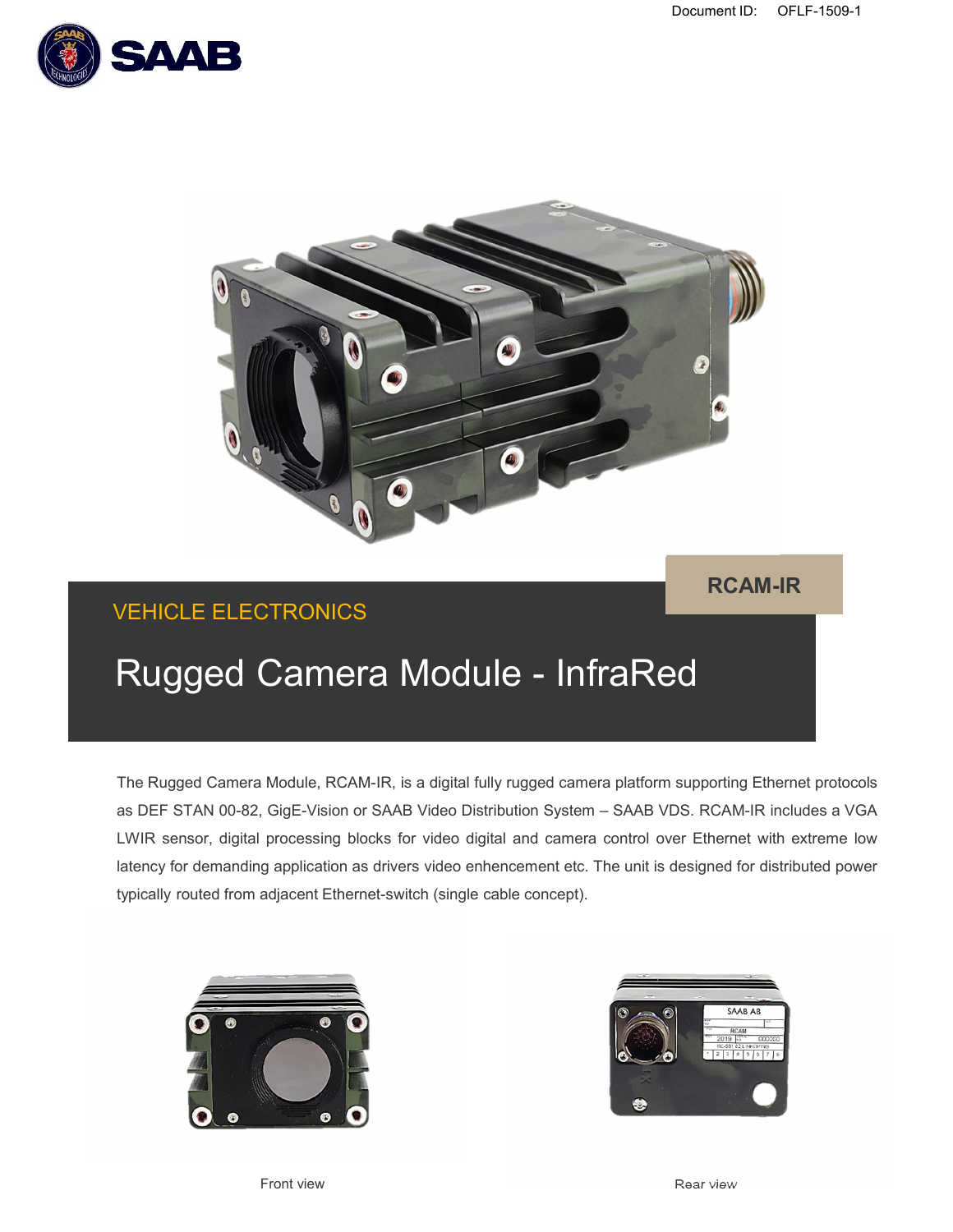RCAM-IR

VEHICLE ELECTRONICS

# Rugged Camera Module - InfraRed

The Rugged Camera Module, RCAM-IR, is a digital fully rugged camera platform supporting Ethernet protocols as DEF STAN 00-82, GigE-Vision or SAAB Video Distribution System – SAAB VDS. RCAM-IR includes a VGA LWIR sensor, digital processing blocks for video digital and camera control over Ethernet with extreme low latency for demanding application as drivers video enhencement etc. The unit is designed for distributed power typically routed from adjacent Ethernet-switch (single cable concept).

Front view

Rear view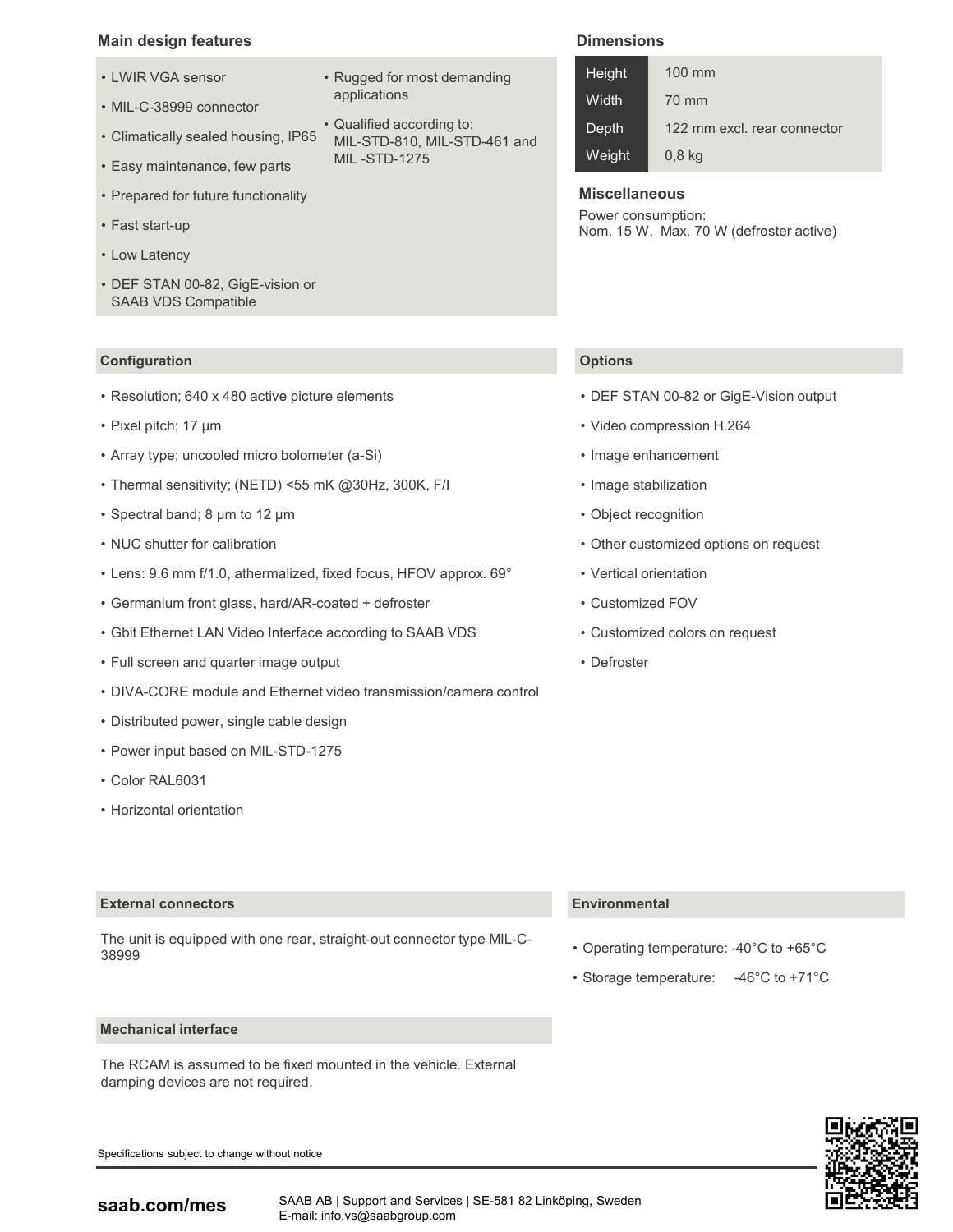## Main design features

- LWIR VGA sensor
- MIL-C-38999 connector
- Climatically sealed housing, IP65
- Easy maintenance, few parts
- Prepared for future functionality
- Fast start-up
- Low Latency
- DEF STAN 00-82, GigE-vision or SAAB VDS Compatible
- Rugged for most demanding applications
- Qualified according to: MIL-STD-810, MIL-STD-461 and MIL -STD-1275

## Dimensions

| | |
|---|---|
| Height | 100 mm |
| Width | 70 mm |
| Depth | 122 mm excl. rear connector |
| Weight | 0,8 kg |

## Miscellaneous

Power consumption:
Nom. 15 W, Max. 70 W (defroster active)

## Configuration

- Resolution; 640 x 480 active picture elements
- Pixel pitch; 17 µm
- Array type; uncooled micro bolometer (a-Si)
- Thermal sensitivity; (NETD) <55 mK @30Hz, 300K, F/I
- Spectral band; 8 µm to 12 µm
- NUC shutter for calibration
- Lens: 9.6 mm f/1.0, athermalized, fixed focus, HFOV approx. 69°
- Germanium front glass, hard/AR-coated + defroster
- Gbit Ethernet LAN Video Interface according to SAAB VDS
- Full screen and quarter image output
- DIVA-CORE module and Ethernet video transmission/camera control
- Distributed power, single cable design
- Power input based on MIL-STD-1275
- Color RAL6031
- Horizontal orientation

## Options

- DEF STAN 00-82 or GigE-Vision output
- Video compression H.264
- Image enhancement
- Image stabilization
- Object recognition
- Other customized options on request
- Vertical orientation
- Customized FOV
- Customized colors on request
- Defroster

## External connectors

The unit is equipped with one rear, straight-out connector type MIL-C-38999

## Environmental

- Operating temperature: -40°C to +65°C
- Storage temperature: -46°C to +71°C

## Mechanical interface

The RCAM is assumed to be fixed mounted in the vehicle. External damping devices are not required.

Specifications subject to change without notice

**saab.com/mes**

SAAB AB | Support and Services | SE-581 82 Linköping, Sweden
E-mail: info.vs@saabgroup.com